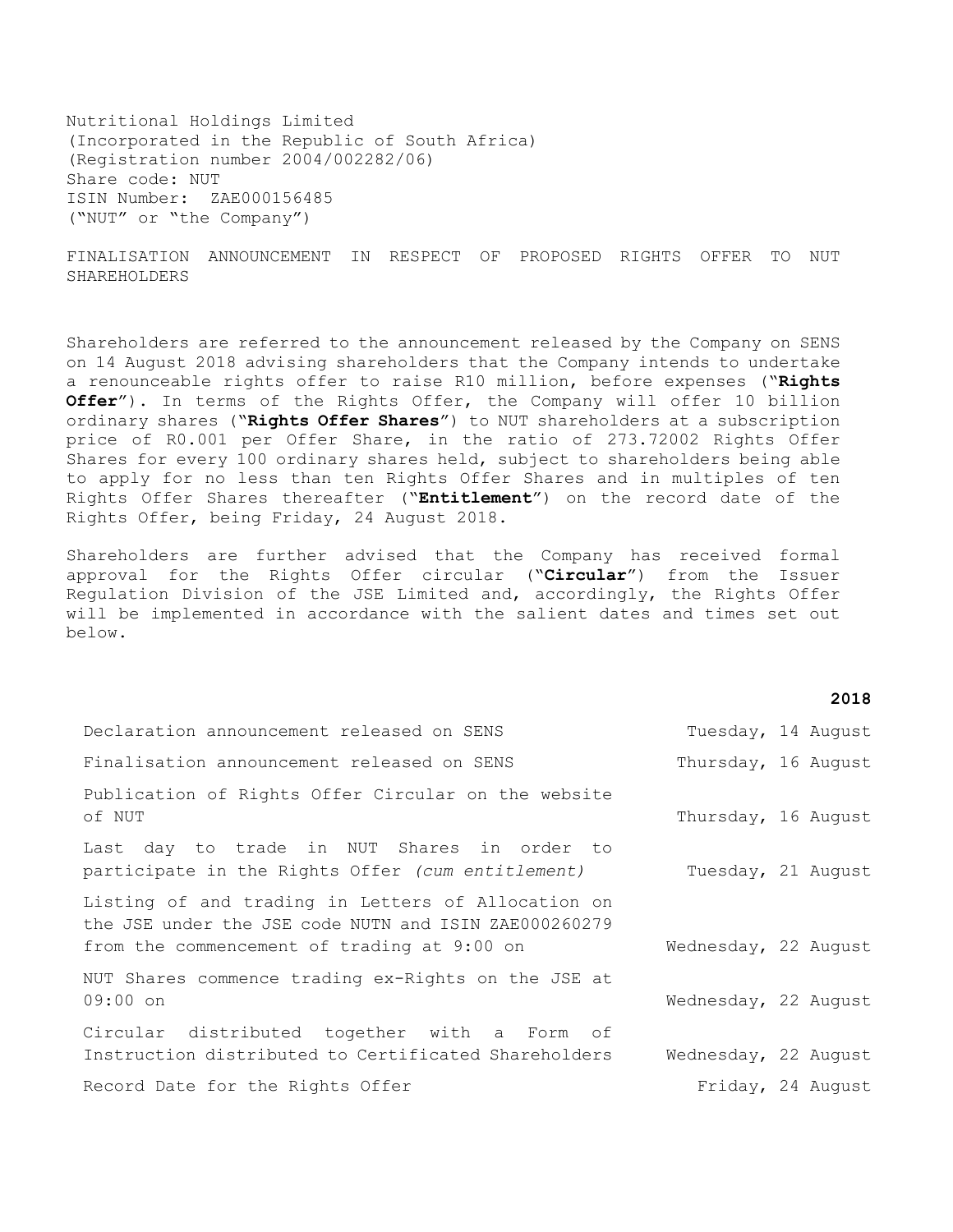Nutritional Holdings Limited
(Incorporated in the Republic of South Africa)
(Registration number 2004/002282/06)
Share code: NUT
ISIN Number: ZAE000156485
("NUT" or "the Company")

FINALISATION ANNOUNCEMENT IN RESPECT OF PROPOSED RIGHTS OFFER TO NUT SHAREHOLDERS

Shareholders are referred to the announcement released by the Company on SENS on 14 August 2018 advising shareholders that the Company intends to undertake a renounceable rights offer to raise R10 million, before expenses ("**Rights Offer**"). In terms of the Rights Offer, the Company will offer 10 billion ordinary shares ("**Rights Offer Shares**") to NUT shareholders at a subscription price of R0.001 per Offer Share, in the ratio of 273.72002 Rights Offer Shares for every 100 ordinary shares held, subject to shareholders being able to apply for no less than ten Rights Offer Shares and in multiples of ten Rights Offer Shares thereafter ("**Entitlement**") on the record date of the Rights Offer, being Friday, 24 August 2018.

Shareholders are further advised that the Company has received formal approval for the Rights Offer circular ("**Circular**") from the Issuer Regulation Division of the JSE Limited and, accordingly, the Rights Offer will be implemented in accordance with the salient dates and times set out below.

| | **2018** |
|---|---|
| Declaration announcement released on SENS | Tuesday, 14 August |
| Finalisation announcement released on SENS | Thursday, 16 August |
| Publication of Rights Offer Circular on the website of NUT | Thursday, 16 August |
| Last day to trade in NUT Shares in order to participate in the Rights Offer *(cum entitlement)* | Tuesday, 21 August |
| Listing of and trading in Letters of Allocation on the JSE under the JSE code NUTN and ISIN ZAE000260279 from the commencement of trading at 9:00 on | Wednesday, 22 August |
| NUT Shares commence trading ex-Rights on the JSE at 09:00 on | Wednesday, 22 August |
| Circular distributed together with a Form of Instruction distributed to Certificated Shareholders | Wednesday, 22 August |
| Record Date for the Rights Offer | Friday, 24 August |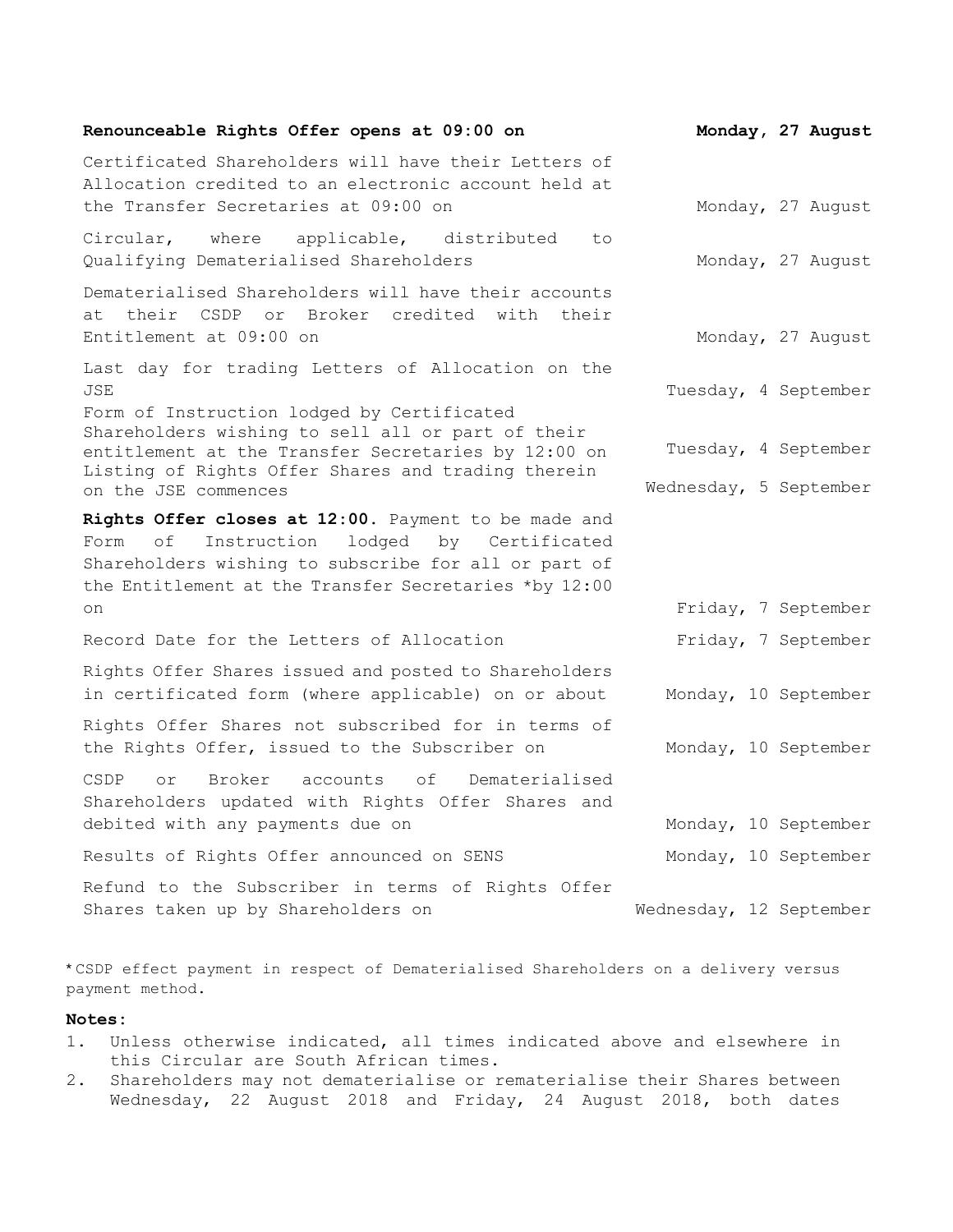| | |
|---|---|
| **Renounceable Rights Offer opens at 09:00 on** | **Monday, 27 August** |
| Certificated Shareholders will have their Letters of Allocation credited to an electronic account held at the Transfer Secretaries at 09:00 on | Monday, 27 August |
| Circular, where applicable, distributed to Qualifying Dematerialised Shareholders | Monday, 27 August |
| Dematerialised Shareholders will have their accounts at their CSDP or Broker credited with their Entitlement at 09:00 on | Monday, 27 August |
| Last day for trading Letters of Allocation on the JSE | Tuesday, 4 September |
| Form of Instruction lodged by Certificated Shareholders wishing to sell all or part of their entitlement at the Transfer Secretaries by 12:00 on | Tuesday, 4 September |
| Listing of Rights Offer Shares and trading therein on the JSE commences | Wednesday, 5 September |
| **Rights Offer closes at 12:00.** Payment to be made and Form of Instruction lodged by Certificated Shareholders wishing to subscribe for all or part of the Entitlement at the Transfer Secretaries *by 12:00 on | Friday, 7 September |
| Record Date for the Letters of Allocation | Friday, 7 September |
| Rights Offer Shares issued and posted to Shareholders in certificated form (where applicable) on or about | Monday, 10 September |
| Rights Offer Shares not subscribed for in terms of the Rights Offer, issued to the Subscriber on | Monday, 10 September |
| CSDP or Broker accounts of Dematerialised Shareholders updated with Rights Offer Shares and debited with any payments due on | Monday, 10 September |
| Results of Rights Offer announced on SENS | Monday, 10 September |
| Refund to the Subscriber in terms of Rights Offer Shares taken up by Shareholders on | Wednesday, 12 September |

*CSDP effect payment in respect of Dematerialised Shareholders on a delivery versus payment method.

**Notes:**

1. Unless otherwise indicated, all times indicated above and elsewhere in this Circular are South African times.
2. Shareholders may not dematerialise or rematerialise their Shares between Wednesday, 22 August 2018 and Friday, 24 August 2018, both dates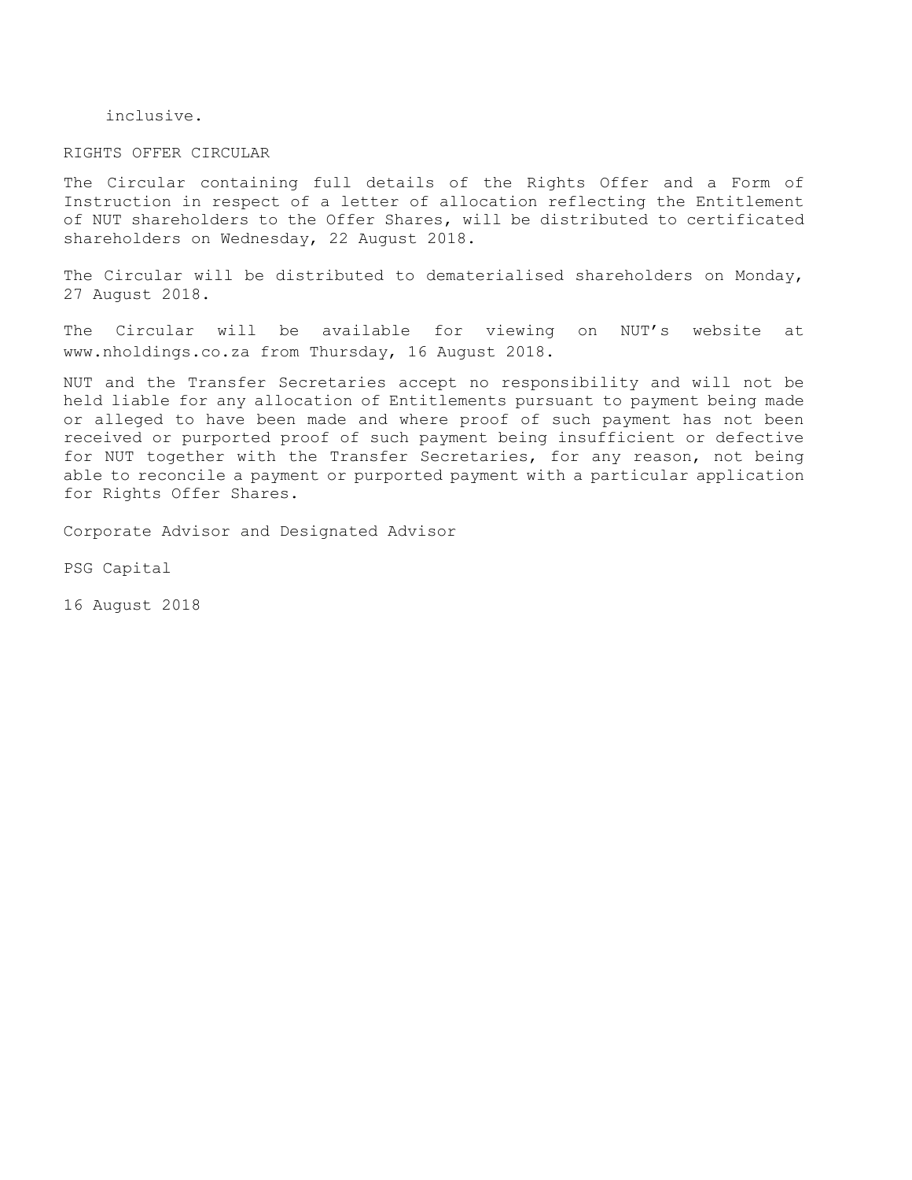inclusive.

RIGHTS OFFER CIRCULAR

The Circular containing full details of the Rights Offer and a Form of Instruction in respect of a letter of allocation reflecting the Entitlement of NUT shareholders to the Offer Shares, will be distributed to certificated shareholders on Wednesday, 22 August 2018.

The Circular will be distributed to dematerialised shareholders on Monday, 27 August 2018.

The Circular will be available for viewing on NUT's website at www.nholdings.co.za from Thursday, 16 August 2018.

NUT and the Transfer Secretaries accept no responsibility and will not be held liable for any allocation of Entitlements pursuant to payment being made or alleged to have been made and where proof of such payment has not been received or purported proof of such payment being insufficient or defective for NUT together with the Transfer Secretaries, for any reason, not being able to reconcile a payment or purported payment with a particular application for Rights Offer Shares.

Corporate Advisor and Designated Advisor

PSG Capital

16 August 2018